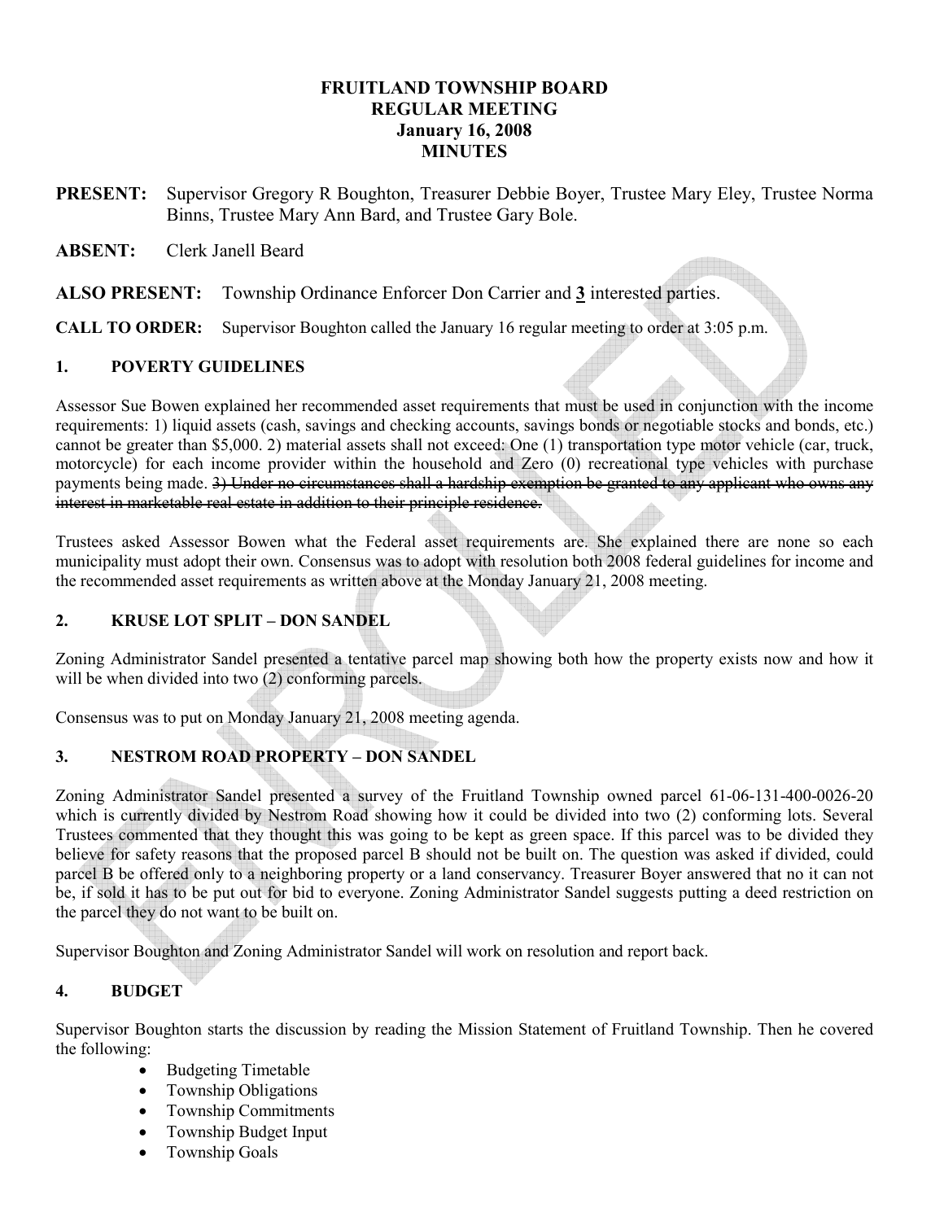# FRUITLAND TOWNSHIP BOARD
## REGULAR MEETING
## January 16, 2008
## MINUTES

**PRESENT:** Supervisor Gregory R Boughton, Treasurer Debbie Boyer, Trustee Mary Eley, Trustee Norma Binns, Trustee Mary Ann Bard, and Trustee Gary Bole.

**ABSENT:** Clerk Janell Beard

**ALSO PRESENT:** Township Ordinance Enforcer Don Carrier and **3** interested parties.

**CALL TO ORDER:** Supervisor Boughton called the January 16 regular meeting to order at 3:05 p.m.

### 1. POVERTY GUIDELINES

Assessor Sue Bowen explained her recommended asset requirements that must be used in conjunction with the income requirements: 1) liquid assets (cash, savings and checking accounts, savings bonds or negotiable stocks and bonds, etc.) cannot be greater than $5,000. 2) material assets shall not exceed: One (1) transportation type motor vehicle (car, truck, motorcycle) for each income provider within the household and Zero (0) recreational type vehicles with purchase payments being made. ~~3) Under no circumstances shall a hardship exemption be granted to any applicant who owns any interest in marketable real estate in addition to their principle residence.~~

Trustees asked Assessor Bowen what the Federal asset requirements are. She explained there are none so each municipality must adopt their own. Consensus was to adopt with resolution both 2008 federal guidelines for income and the recommended asset requirements as written above at the Monday January 21, 2008 meeting.

### 2. KRUSE LOT SPLIT – DON SANDEL

Zoning Administrator Sandel presented a tentative parcel map showing both how the property exists now and how it will be when divided into two (2) conforming parcels.

Consensus was to put on Monday January 21, 2008 meeting agenda.

### 3. NESTROM ROAD PROPERTY – DON SANDEL

Zoning Administrator Sandel presented a survey of the Fruitland Township owned parcel 61-06-131-400-0026-20 which is currently divided by Nestrom Road showing how it could be divided into two (2) conforming lots. Several Trustees commented that they thought this was going to be kept as green space. If this parcel was to be divided they believe for safety reasons that the proposed parcel B should not be built on. The question was asked if divided, could parcel B be offered only to a neighboring property or a land conservancy. Treasurer Boyer answered that no it can not be, if sold it has to be put out for bid to everyone. Zoning Administrator Sandel suggests putting a deed restriction on the parcel they do not want to be built on.

Supervisor Boughton and Zoning Administrator Sandel will work on resolution and report back.

### 4. BUDGET

Supervisor Boughton starts the discussion by reading the Mission Statement of Fruitland Township. Then he covered the following:

- Budgeting Timetable
- Township Obligations
- Township Commitments
- Township Budget Input
- Township Goals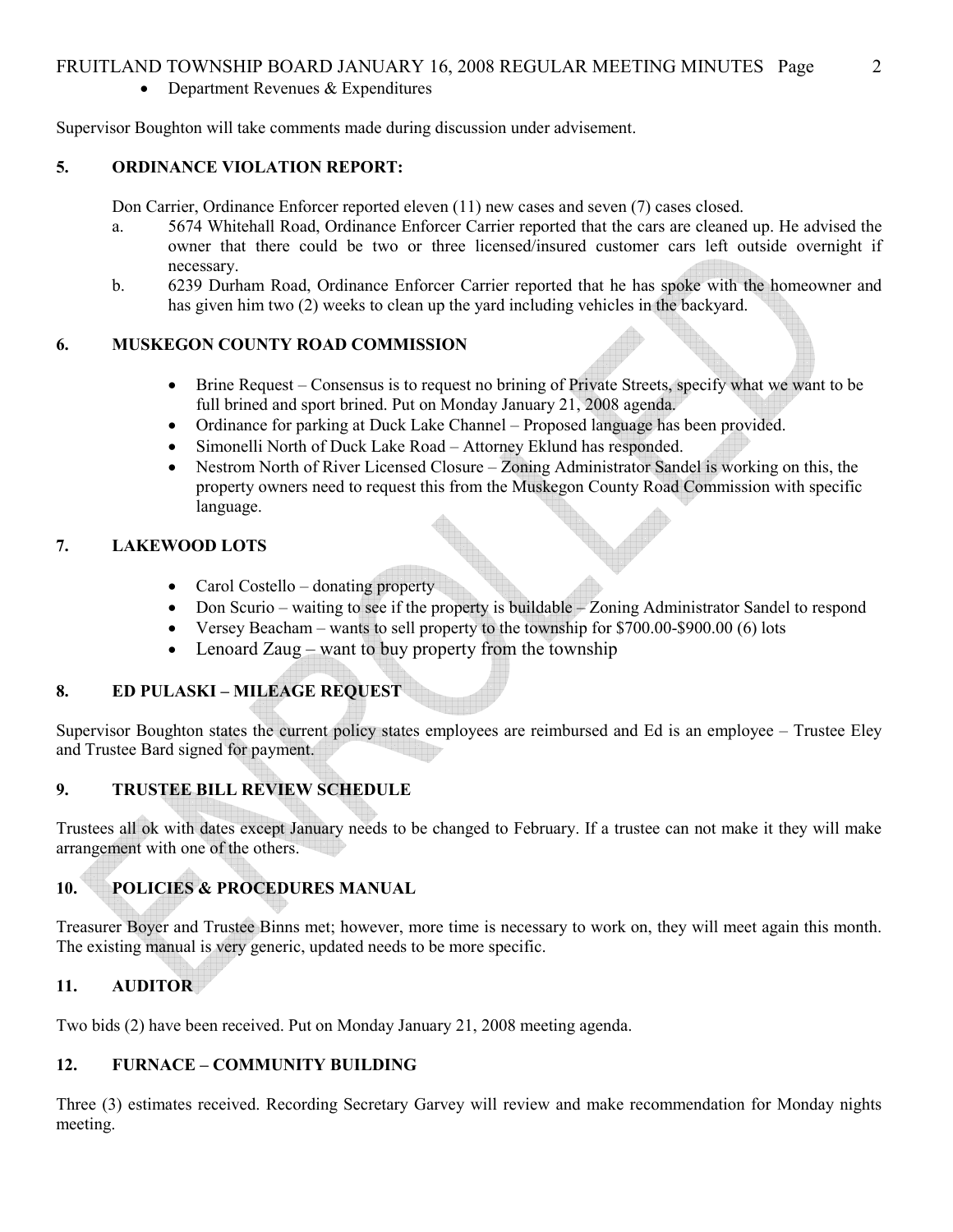- Department Revenues & Expenditures

Supervisor Boughton will take comments made during discussion under advisement.

## 5. ORDINANCE VIOLATION REPORT:

Don Carrier, Ordinance Enforcer reported eleven (11) new cases and seven (7) cases closed.

a. 5674 Whitehall Road, Ordinance Enforcer Carrier reported that the cars are cleaned up. He advised the owner that there could be two or three licensed/insured customer cars left outside overnight if necessary.

b. 6239 Durham Road, Ordinance Enforcer Carrier reported that he has spoke with the homeowner and has given him two (2) weeks to clean up the yard including vehicles in the backyard.

## 6. MUSKEGON COUNTY ROAD COMMISSION

- Brine Request – Consensus is to request no brining of Private Streets, specify what we want to be full brined and sport brined. Put on Monday January 21, 2008 agenda.
- Ordinance for parking at Duck Lake Channel – Proposed language has been provided.
- Simonelli North of Duck Lake Road – Attorney Eklund has responded.
- Nestrom North of River Licensed Closure – Zoning Administrator Sandel is working on this, the property owners need to request this from the Muskegon County Road Commission with specific language.

## 7. LAKEWOOD LOTS

- Carol Costello – donating property
- Don Scurio – waiting to see if the property is buildable – Zoning Administrator Sandel to respond
- Versey Beacham – wants to sell property to the township for $700.00-$900.00 (6) lots
- Lenoard Zaug – want to buy property from the township

## 8. ED PULASKI – MILEAGE REQUEST

Supervisor Boughton states the current policy states employees are reimbursed and Ed is an employee – Trustee Eley and Trustee Bard signed for payment.

## 9. TRUSTEE BILL REVIEW SCHEDULE

Trustees all ok with dates except January needs to be changed to February. If a trustee can not make it they will make arrangement with one of the others.

## 10. POLICIES & PROCEDURES MANUAL

Treasurer Boyer and Trustee Binns met; however, more time is necessary to work on, they will meet again this month. The existing manual is very generic, updated needs to be more specific.

## 11. AUDITOR

Two bids (2) have been received. Put on Monday January 21, 2008 meeting agenda.

## 12. FURNACE – COMMUNITY BUILDING

Three (3) estimates received. Recording Secretary Garvey will review and make recommendation for Monday nights meeting.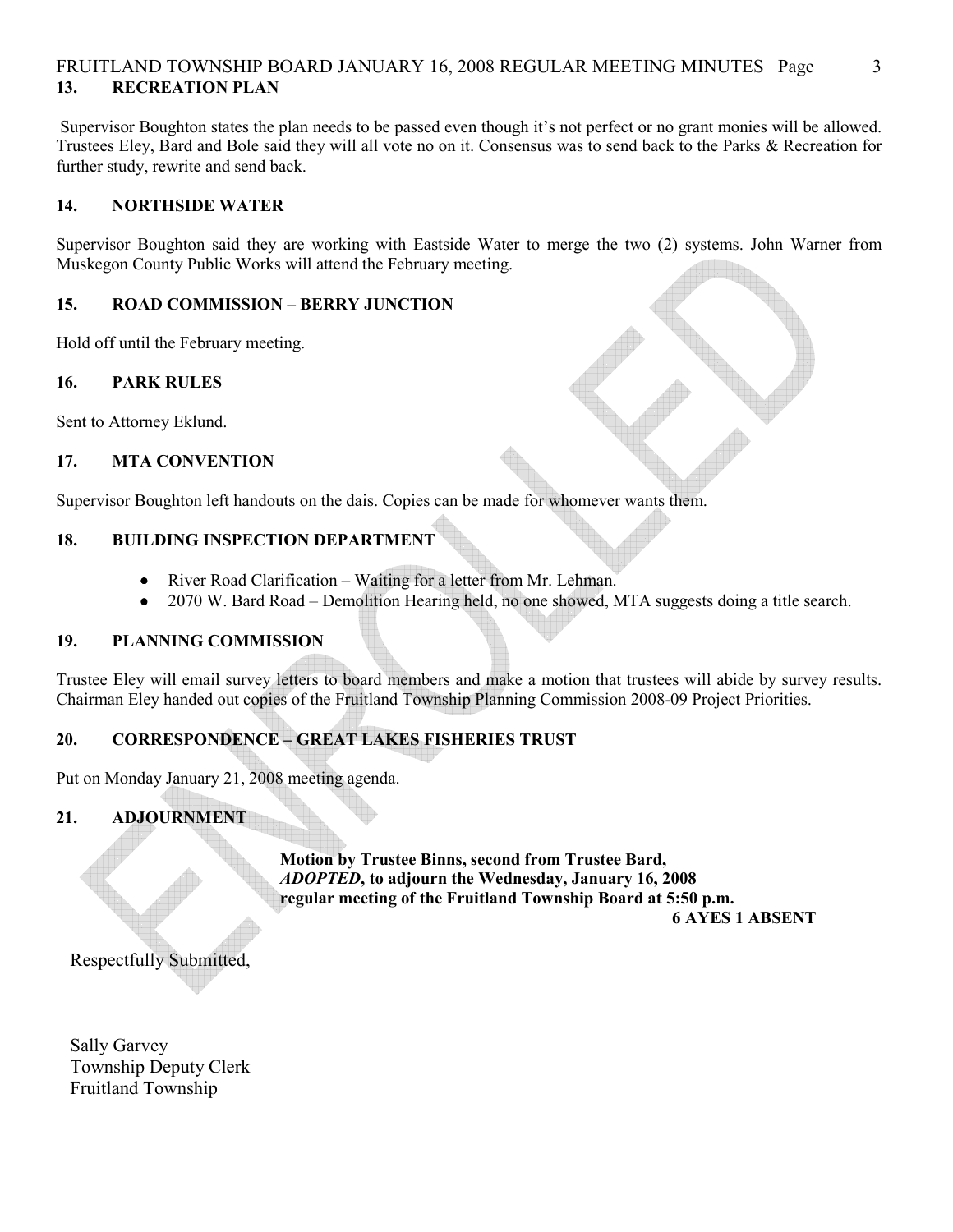## 13. RECREATION PLAN

Supervisor Boughton states the plan needs to be passed even though it's not perfect or no grant monies will be allowed. Trustees Eley, Bard and Bole said they will all vote no on it. Consensus was to send back to the Parks & Recreation for further study, rewrite and send back.

## 14. NORTHSIDE WATER

Supervisor Boughton said they are working with Eastside Water to merge the two (2) systems. John Warner from Muskegon County Public Works will attend the February meeting.

## 15. ROAD COMMISSION – BERRY JUNCTION

Hold off until the February meeting.

## 16. PARK RULES

Sent to Attorney Eklund.

## 17. MTA CONVENTION

Supervisor Boughton left handouts on the dais. Copies can be made for whomever wants them.

## 18. BUILDING INSPECTION DEPARTMENT

- River Road Clarification – Waiting for a letter from Mr. Lehman.
- 2070 W. Bard Road – Demolition Hearing held, no one showed, MTA suggests doing a title search.

## 19. PLANNING COMMISSION

Trustee Eley will email survey letters to board members and make a motion that trustees will abide by survey results. Chairman Eley handed out copies of the Fruitland Township Planning Commission 2008-09 Project Priorities.

## 20. CORRESPONDENCE – GREAT LAKES FISHERIES TRUST

Put on Monday January 21, 2008 meeting agenda.

## 21. ADJOURNMENT

**Motion by Trustee Binns, second from Trustee Bard, *ADOPTED*, to adjourn the Wednesday, January 16, 2008 regular meeting of the Fruitland Township Board at 5:50 p.m.**

**6 AYES 1 ABSENT**

Respectfully Submitted,

Sally Garvey
Township Deputy Clerk
Fruitland Township